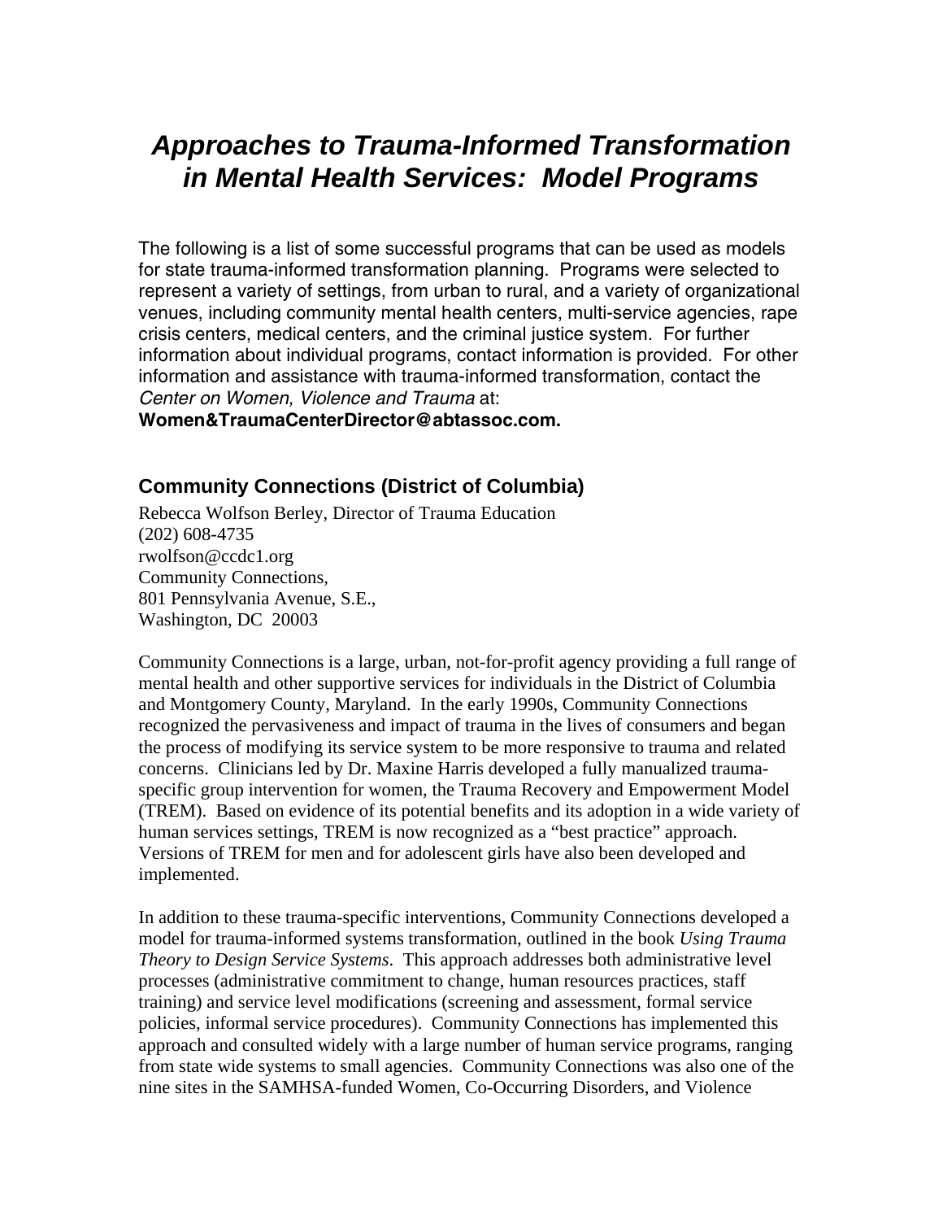# *Approaches to Trauma-Informed Transformation in Mental Health Services: Model Programs*

The following is a list of some successful programs that can be used as models for state trauma-informed transformation planning. Programs were selected to represent a variety of settings, from urban to rural, and a variety of organizational venues, including community mental health centers, multi-service agencies, rape crisis centers, medical centers, and the criminal justice system. For further information about individual programs, contact information is provided. For other information and assistance with trauma-informed transformation, contact the *Center on Women, Violence and Trauma* at:
**Women&TraumaCenterDirector@abtassoc.com.**

## Community Connections (District of Columbia)

Rebecca Wolfson Berley, Director of Trauma Education
(202) 608-4735
rwolfson@ccdc1.org
Community Connections,
801 Pennsylvania Avenue, S.E.,
Washington, DC 20003

Community Connections is a large, urban, not-for-profit agency providing a full range of mental health and other supportive services for individuals in the District of Columbia and Montgomery County, Maryland. In the early 1990s, Community Connections recognized the pervasiveness and impact of trauma in the lives of consumers and began the process of modifying its service system to be more responsive to trauma and related concerns. Clinicians led by Dr. Maxine Harris developed a fully manualized trauma-specific group intervention for women, the Trauma Recovery and Empowerment Model (TREM). Based on evidence of its potential benefits and its adoption in a wide variety of human services settings, TREM is now recognized as a "best practice" approach. Versions of TREM for men and for adolescent girls have also been developed and implemented.

In addition to these trauma-specific interventions, Community Connections developed a model for trauma-informed systems transformation, outlined in the book *Using Trauma Theory to Design Service Systems*. This approach addresses both administrative level processes (administrative commitment to change, human resources practices, staff training) and service level modifications (screening and assessment, formal service policies, informal service procedures). Community Connections has implemented this approach and consulted widely with a large number of human service programs, ranging from state wide systems to small agencies. Community Connections was also one of the nine sites in the SAMHSA-funded Women, Co-Occurring Disorders, and Violence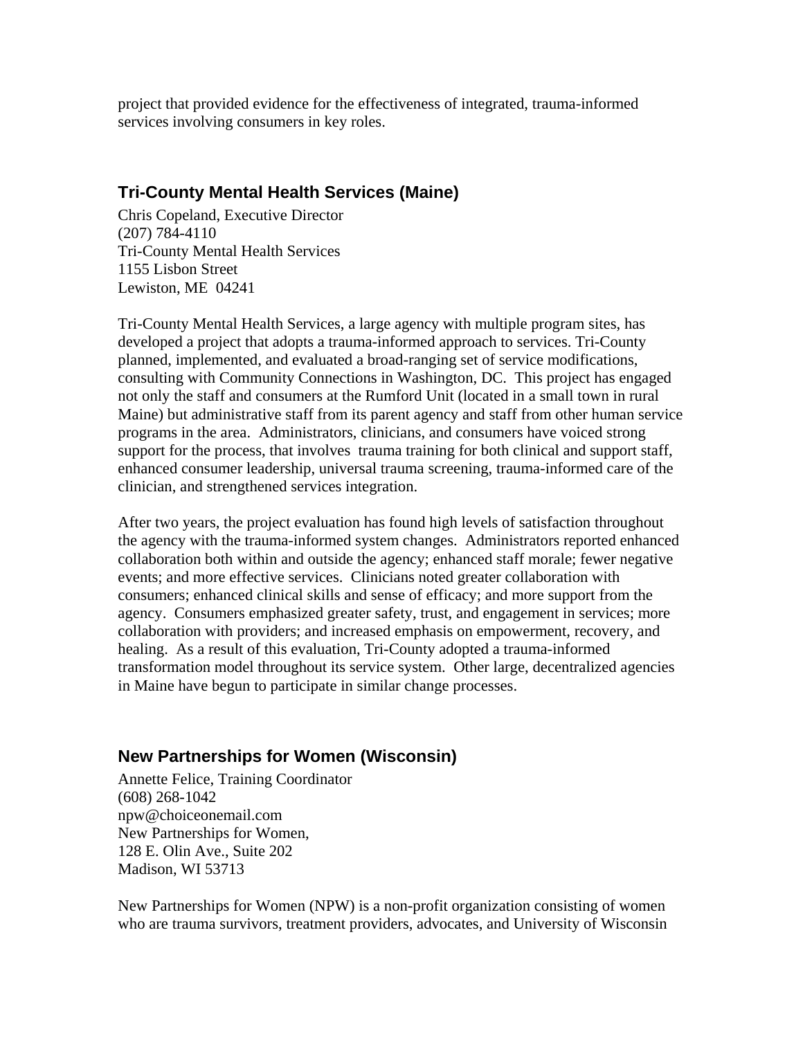project that provided evidence for the effectiveness of integrated, trauma-informed services involving consumers in key roles.

## Tri-County Mental Health Services (Maine)

Chris Copeland, Executive Director
(207) 784-4110
Tri-County Mental Health Services
1155 Lisbon Street
Lewiston, ME 04241

Tri-County Mental Health Services, a large agency with multiple program sites, has developed a project that adopts a trauma-informed approach to services. Tri-County planned, implemented, and evaluated a broad-ranging set of service modifications, consulting with Community Connections in Washington, DC. This project has engaged not only the staff and consumers at the Rumford Unit (located in a small town in rural Maine) but administrative staff from its parent agency and staff from other human service programs in the area. Administrators, clinicians, and consumers have voiced strong support for the process, that involves trauma training for both clinical and support staff, enhanced consumer leadership, universal trauma screening, trauma-informed care of the clinician, and strengthened services integration.

After two years, the project evaluation has found high levels of satisfaction throughout the agency with the trauma-informed system changes. Administrators reported enhanced collaboration both within and outside the agency; enhanced staff morale; fewer negative events; and more effective services. Clinicians noted greater collaboration with consumers; enhanced clinical skills and sense of efficacy; and more support from the agency. Consumers emphasized greater safety, trust, and engagement in services; more collaboration with providers; and increased emphasis on empowerment, recovery, and healing. As a result of this evaluation, Tri-County adopted a trauma-informed transformation model throughout its service system. Other large, decentralized agencies in Maine have begun to participate in similar change processes.

## New Partnerships for Women (Wisconsin)

Annette Felice, Training Coordinator
(608) 268-1042
npw@choiceonemail.com
New Partnerships for Women,
128 E. Olin Ave., Suite 202
Madison, WI 53713

New Partnerships for Women (NPW) is a non-profit organization consisting of women who are trauma survivors, treatment providers, advocates, and University of Wisconsin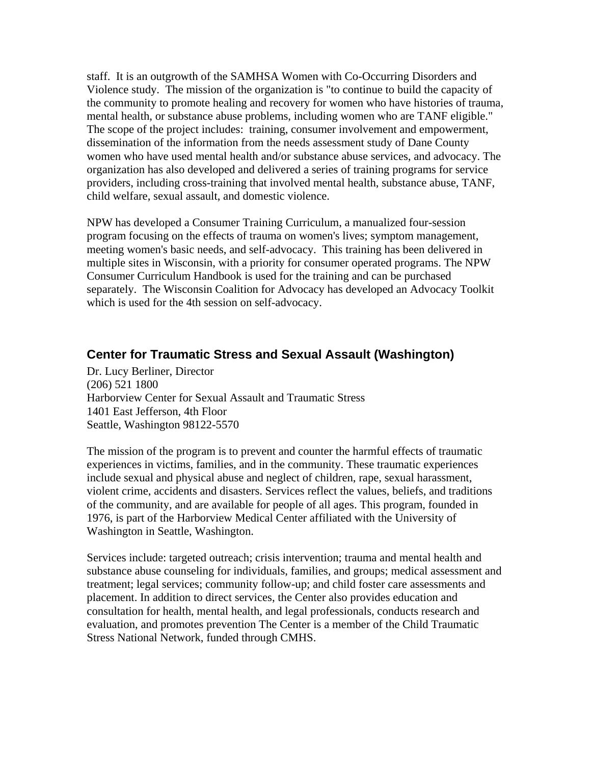staff. It is an outgrowth of the SAMHSA Women with Co-Occurring Disorders and Violence study. The mission of the organization is "to continue to build the capacity of the community to promote healing and recovery for women who have histories of trauma, mental health, or substance abuse problems, including women who are TANF eligible." The scope of the project includes: training, consumer involvement and empowerment, dissemination of the information from the needs assessment study of Dane County women who have used mental health and/or substance abuse services, and advocacy. The organization has also developed and delivered a series of training programs for service providers, including cross-training that involved mental health, substance abuse, TANF, child welfare, sexual assault, and domestic violence.

NPW has developed a Consumer Training Curriculum, a manualized four-session program focusing on the effects of trauma on women's lives; symptom management, meeting women's basic needs, and self-advocacy. This training has been delivered in multiple sites in Wisconsin, with a priority for consumer operated programs. The NPW Consumer Curriculum Handbook is used for the training and can be purchased separately. The Wisconsin Coalition for Advocacy has developed an Advocacy Toolkit which is used for the 4th session on self-advocacy.

## Center for Traumatic Stress and Sexual Assault (Washington)

Dr. Lucy Berliner, Director
(206) 521 1800
Harborview Center for Sexual Assault and Traumatic Stress
1401 East Jefferson, 4th Floor
Seattle, Washington 98122-5570

The mission of the program is to prevent and counter the harmful effects of traumatic experiences in victims, families, and in the community. These traumatic experiences include sexual and physical abuse and neglect of children, rape, sexual harassment, violent crime, accidents and disasters. Services reflect the values, beliefs, and traditions of the community, and are available for people of all ages. This program, founded in 1976, is part of the Harborview Medical Center affiliated with the University of Washington in Seattle, Washington.

Services include: targeted outreach; crisis intervention; trauma and mental health and substance abuse counseling for individuals, families, and groups; medical assessment and treatment; legal services; community follow-up; and child foster care assessments and placement. In addition to direct services, the Center also provides education and consultation for health, mental health, and legal professionals, conducts research and evaluation, and promotes prevention The Center is a member of the Child Traumatic Stress National Network, funded through CMHS.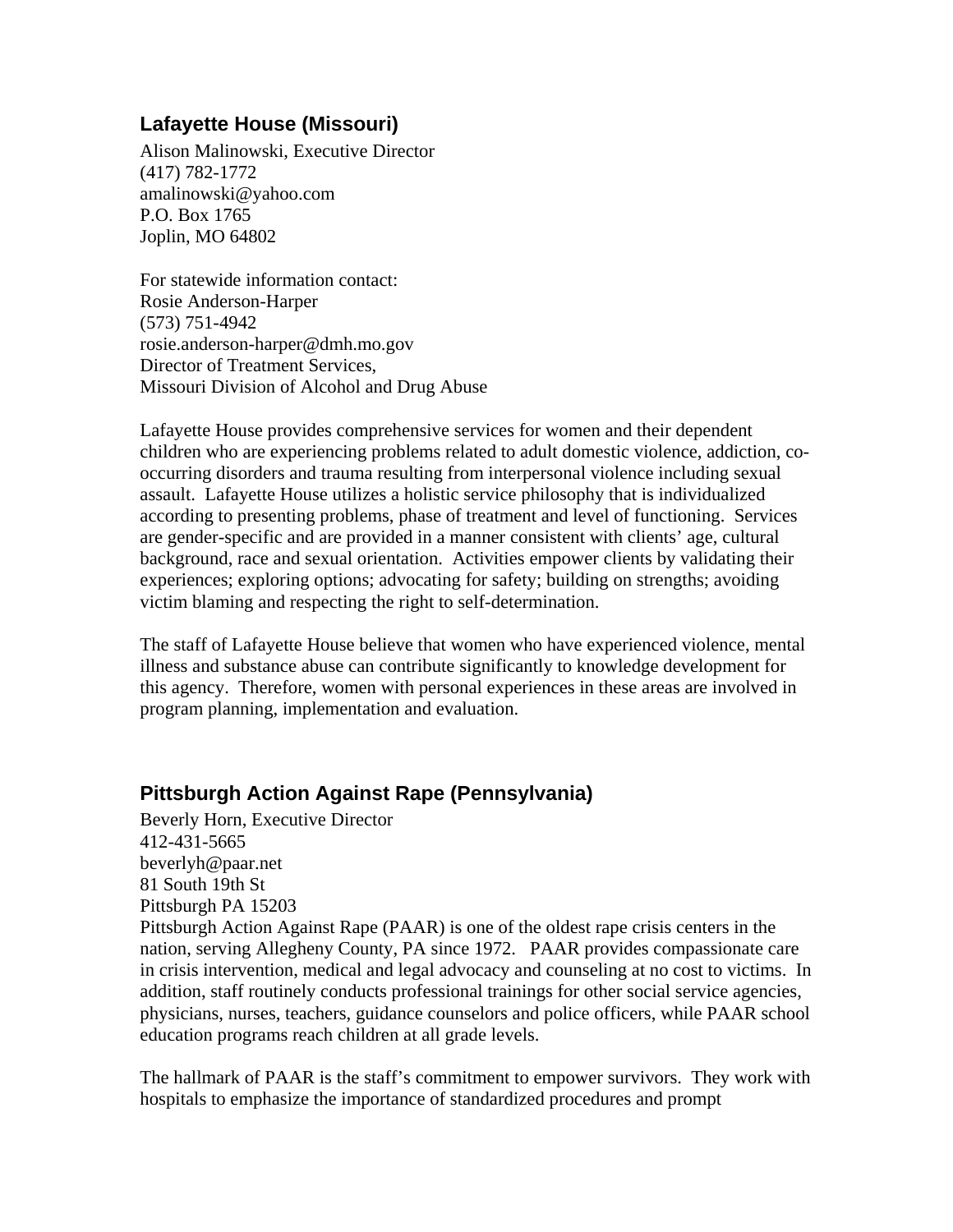### Lafayette House (Missouri)

Alison Malinowski, Executive Director
(417) 782-1772
amalinowski@yahoo.com
P.O. Box 1765
Joplin, MO 64802

For statewide information contact:
Rosie Anderson-Harper
(573) 751-4942
rosie.anderson-harper@dmh.mo.gov
Director of Treatment Services,
Missouri Division of Alcohol and Drug Abuse

Lafayette House provides comprehensive services for women and their dependent children who are experiencing problems related to adult domestic violence, addiction, co-occurring disorders and trauma resulting from interpersonal violence including sexual assault. Lafayette House utilizes a holistic service philosophy that is individualized according to presenting problems, phase of treatment and level of functioning. Services are gender-specific and are provided in a manner consistent with clients' age, cultural background, race and sexual orientation. Activities empower clients by validating their experiences; exploring options; advocating for safety; building on strengths; avoiding victim blaming and respecting the right to self-determination.

The staff of Lafayette House believe that women who have experienced violence, mental illness and substance abuse can contribute significantly to knowledge development for this agency. Therefore, women with personal experiences in these areas are involved in program planning, implementation and evaluation.

### Pittsburgh Action Against Rape (Pennsylvania)

Beverly Horn, Executive Director
412-431-5665
beverlyh@paar.net
81 South 19th St
Pittsburgh PA 15203
Pittsburgh Action Against Rape (PAAR) is one of the oldest rape crisis centers in the nation, serving Allegheny County, PA since 1972. PAAR provides compassionate care in crisis intervention, medical and legal advocacy and counseling at no cost to victims. In addition, staff routinely conducts professional trainings for other social service agencies, physicians, nurses, teachers, guidance counselors and police officers, while PAAR school education programs reach children at all grade levels.

The hallmark of PAAR is the staff's commitment to empower survivors. They work with hospitals to emphasize the importance of standardized procedures and prompt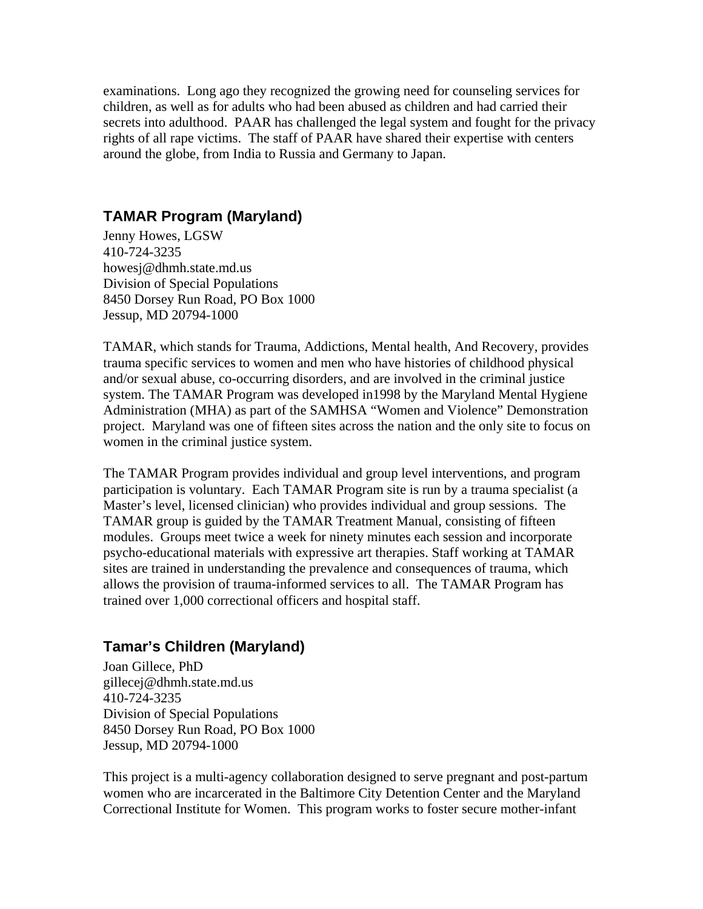examinations. Long ago they recognized the growing need for counseling services for children, as well as for adults who had been abused as children and had carried their secrets into adulthood. PAAR has challenged the legal system and fought for the privacy rights of all rape victims. The staff of PAAR have shared their expertise with centers around the globe, from India to Russia and Germany to Japan.

## TAMAR Program (Maryland)

Jenny Howes, LGSW
410-724-3235
howesj@dhmh.state.md.us
Division of Special Populations
8450 Dorsey Run Road, PO Box 1000
Jessup, MD 20794-1000

TAMAR, which stands for Trauma, Addictions, Mental health, And Recovery, provides trauma specific services to women and men who have histories of childhood physical and/or sexual abuse, co-occurring disorders, and are involved in the criminal justice system. The TAMAR Program was developed in1998 by the Maryland Mental Hygiene Administration (MHA) as part of the SAMHSA "Women and Violence" Demonstration project. Maryland was one of fifteen sites across the nation and the only site to focus on women in the criminal justice system.

The TAMAR Program provides individual and group level interventions, and program participation is voluntary. Each TAMAR Program site is run by a trauma specialist (a Master's level, licensed clinician) who provides individual and group sessions. The TAMAR group is guided by the TAMAR Treatment Manual, consisting of fifteen modules. Groups meet twice a week for ninety minutes each session and incorporate psycho-educational materials with expressive art therapies. Staff working at TAMAR sites are trained in understanding the prevalence and consequences of trauma, which allows the provision of trauma-informed services to all. The TAMAR Program has trained over 1,000 correctional officers and hospital staff.

## Tamar's Children (Maryland)

Joan Gillece, PhD
gillecej@dhmh.state.md.us
410-724-3235
Division of Special Populations
8450 Dorsey Run Road, PO Box 1000
Jessup, MD 20794-1000

This project is a multi-agency collaboration designed to serve pregnant and post-partum women who are incarcerated in the Baltimore City Detention Center and the Maryland Correctional Institute for Women. This program works to foster secure mother-infant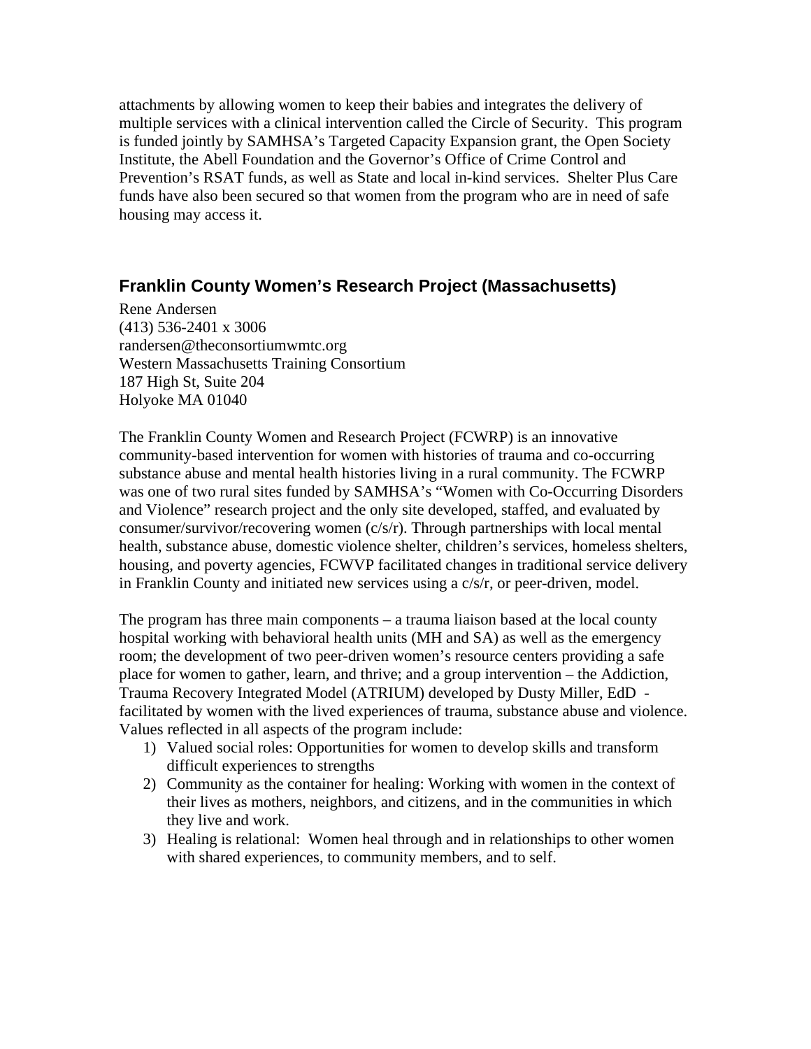attachments by allowing women to keep their babies and integrates the delivery of multiple services with a clinical intervention called the Circle of Security. This program is funded jointly by SAMHSA's Targeted Capacity Expansion grant, the Open Society Institute, the Abell Foundation and the Governor's Office of Crime Control and Prevention's RSAT funds, as well as State and local in-kind services. Shelter Plus Care funds have also been secured so that women from the program who are in need of safe housing may access it.

## Franklin County Women's Research Project (Massachusetts)

Rene Andersen
(413) 536-2401 x 3006
randersen@theconsortiumwmtc.org
Western Massachusetts Training Consortium
187 High St, Suite 204
Holyoke MA 01040

The Franklin County Women and Research Project (FCWRP) is an innovative community-based intervention for women with histories of trauma and co-occurring substance abuse and mental health histories living in a rural community. The FCWRP was one of two rural sites funded by SAMHSA's "Women with Co-Occurring Disorders and Violence" research project and the only site developed, staffed, and evaluated by consumer/survivor/recovering women (c/s/r). Through partnerships with local mental health, substance abuse, domestic violence shelter, children's services, homeless shelters, housing, and poverty agencies, FCWVP facilitated changes in traditional service delivery in Franklin County and initiated new services using a c/s/r, or peer-driven, model.

The program has three main components – a trauma liaison based at the local county hospital working with behavioral health units (MH and SA) as well as the emergency room; the development of two peer-driven women's resource centers providing a safe place for women to gather, learn, and thrive; and a group intervention – the Addiction, Trauma Recovery Integrated Model (ATRIUM) developed by Dusty Miller, EdD - facilitated by women with the lived experiences of trauma, substance abuse and violence. Values reflected in all aspects of the program include:

1) Valued social roles: Opportunities for women to develop skills and transform difficult experiences to strengths
2) Community as the container for healing: Working with women in the context of their lives as mothers, neighbors, and citizens, and in the communities in which they live and work.
3) Healing is relational: Women heal through and in relationships to other women with shared experiences, to community members, and to self.